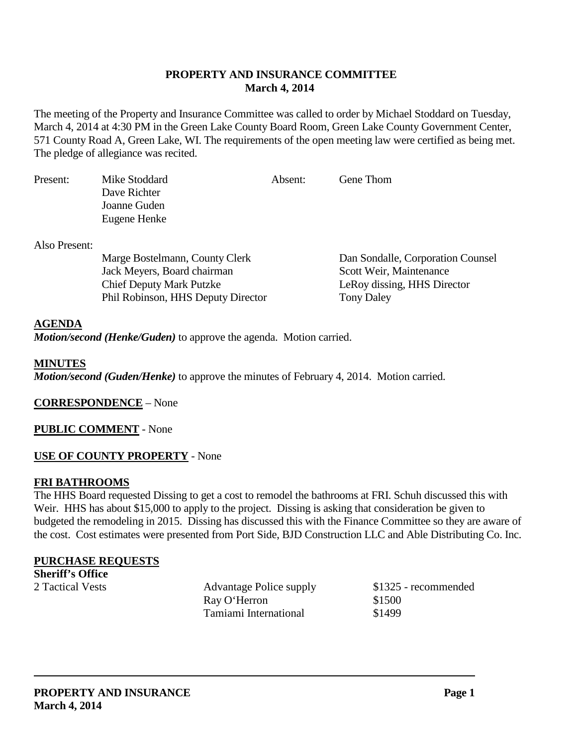# PROPERTY AND INSURANCE COMMITTEE
## March 4, 2014

The meeting of the Property and Insurance Committee was called to order by Michael Stoddard on Tuesday, March 4, 2014 at 4:30 PM in the Green Lake County Board Room, Green Lake County Government Center, 571 County Road A, Green Lake, WI. The requirements of the open meeting law were certified as being met. The pledge of allegiance was recited.

| Present: | | Absent: | |
|---|---|---|---|
| | Mike Stoddard | | Gene Thom |
| | Dave Richter | | |
| | Joanne Guden | | |
| | Eugene Henke | | |

Also Present:

| | |
|---|---|
| Marge Bostelmann, County Clerk | Dan Sondalle, Corporation Counsel |
| Jack Meyers, Board chairman | Scott Weir, Maintenance |
| Chief Deputy Mark Putzke | LeRoy dissing, HHS Director |
| Phil Robinson, HHS Deputy Director | Tony Daley |

**AGENDA**

***Motion/second (Henke/Guden)*** to approve the agenda. Motion carried.

**MINUTES**

***Motion/second (Guden/Henke)*** to approve the minutes of February 4, 2014. Motion carried.

**CORRESPONDENCE** – None

**PUBLIC COMMENT** - None

**USE OF COUNTY PROPERTY** - None

**FRI BATHROOMS**

The HHS Board requested Dissing to get a cost to remodel the bathrooms at FRI. Schuh discussed this with Weir. HHS has about $15,000 to apply to the project. Dissing is asking that consideration be given to budgeted the remodeling in 2015. Dissing has discussed this with the Finance Committee so they are aware of the cost. Cost estimates were presented from Port Side, BJD Construction LLC and Able Distributing Co. Inc.

**PURCHASE REQUESTS**

**Sheriff's Office**

| | | |
|---|---|---|
| 2 Tactical Vests | Advantage Police supply | $1325 - recommended |
| | Ray O'Herron | $1500 |
| | Tamiami International | $1499 |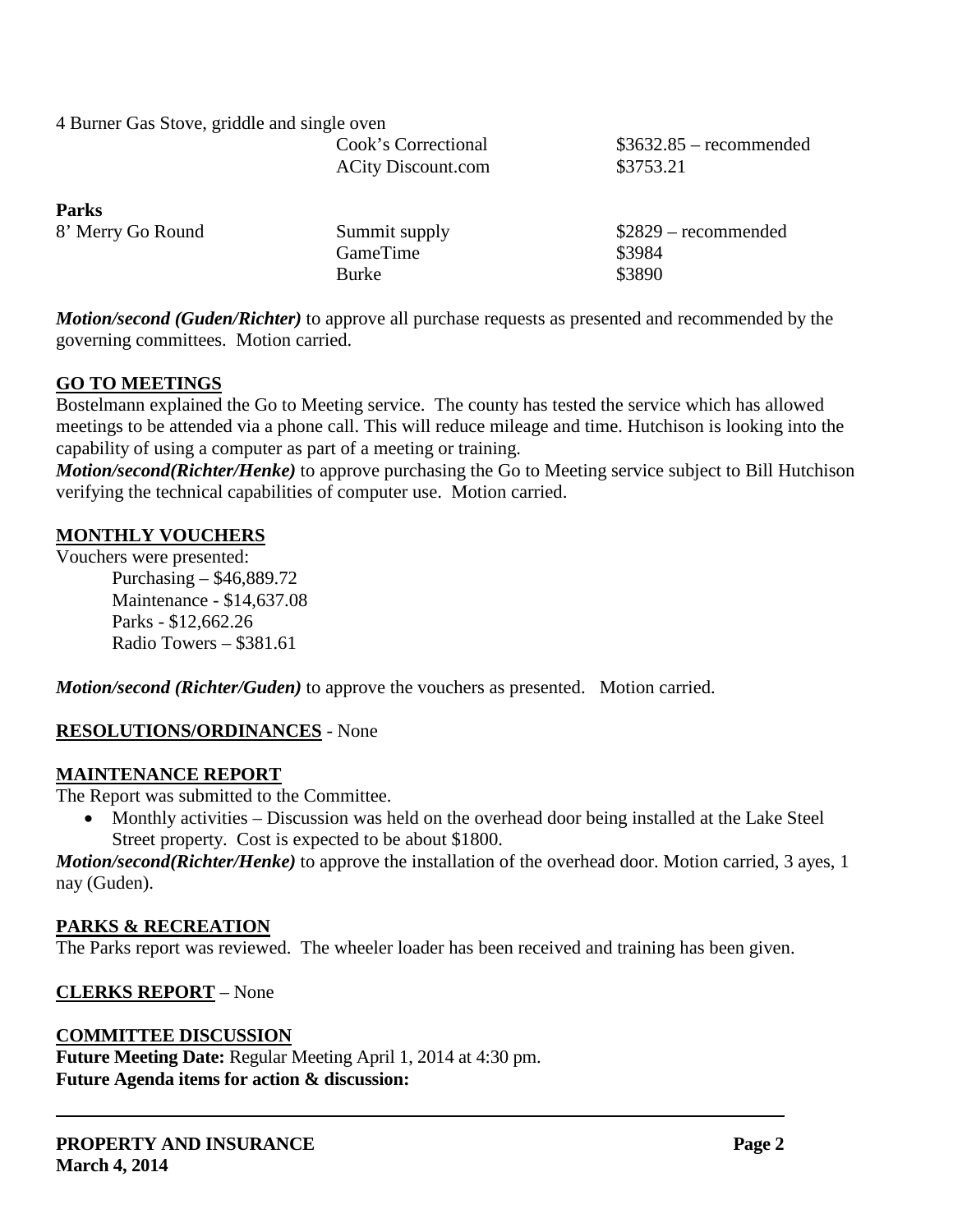4 Burner Gas Stove, griddle and single oven

| | | |
|---|---|---|
| | Cook's Correctional | $3632.85 – recommended |
| | ACity Discount.com | $3753.21 |

**Parks**

| | | |
|---|---|---|
| 8' Merry Go Round | Summit supply | $2829 – recommended |
| | GameTime | $3984 |
| | Burke | $3890 |

***Motion/second (Guden/Richter)*** to approve all purchase requests as presented and recommended by the governing committees. Motion carried.

## GO TO MEETINGS

Bostelmann explained the Go to Meeting service. The county has tested the service which has allowed meetings to be attended via a phone call. This will reduce mileage and time. Hutchison is looking into the capability of using a computer as part of a meeting or training.

***Motion/second(Richter/Henke)*** to approve purchasing the Go to Meeting service subject to Bill Hutchison verifying the technical capabilities of computer use. Motion carried.

## MONTHLY VOUCHERS

Vouchers were presented:

- Purchasing – $46,889.72
- Maintenance - $14,637.08
- Parks - $12,662.26
- Radio Towers – $381.61

***Motion/second (Richter/Guden)*** to approve the vouchers as presented. Motion carried.

## RESOLUTIONS/ORDINANCES - None

## MAINTENANCE REPORT

The Report was submitted to the Committee.

- Monthly activities – Discussion was held on the overhead door being installed at the Lake Steel Street property. Cost is expected to be about $1800.

***Motion/second(Richter/Henke)*** to approve the installation of the overhead door. Motion carried, 3 ayes, 1 nay (Guden).

## PARKS & RECREATION

The Parks report was reviewed. The wheeler loader has been received and training has been given.

## CLERKS REPORT – None

## COMMITTEE DISCUSSION

**Future Meeting Date:** Regular Meeting April 1, 2014 at 4:30 pm.

**Future Agenda items for action & discussion:**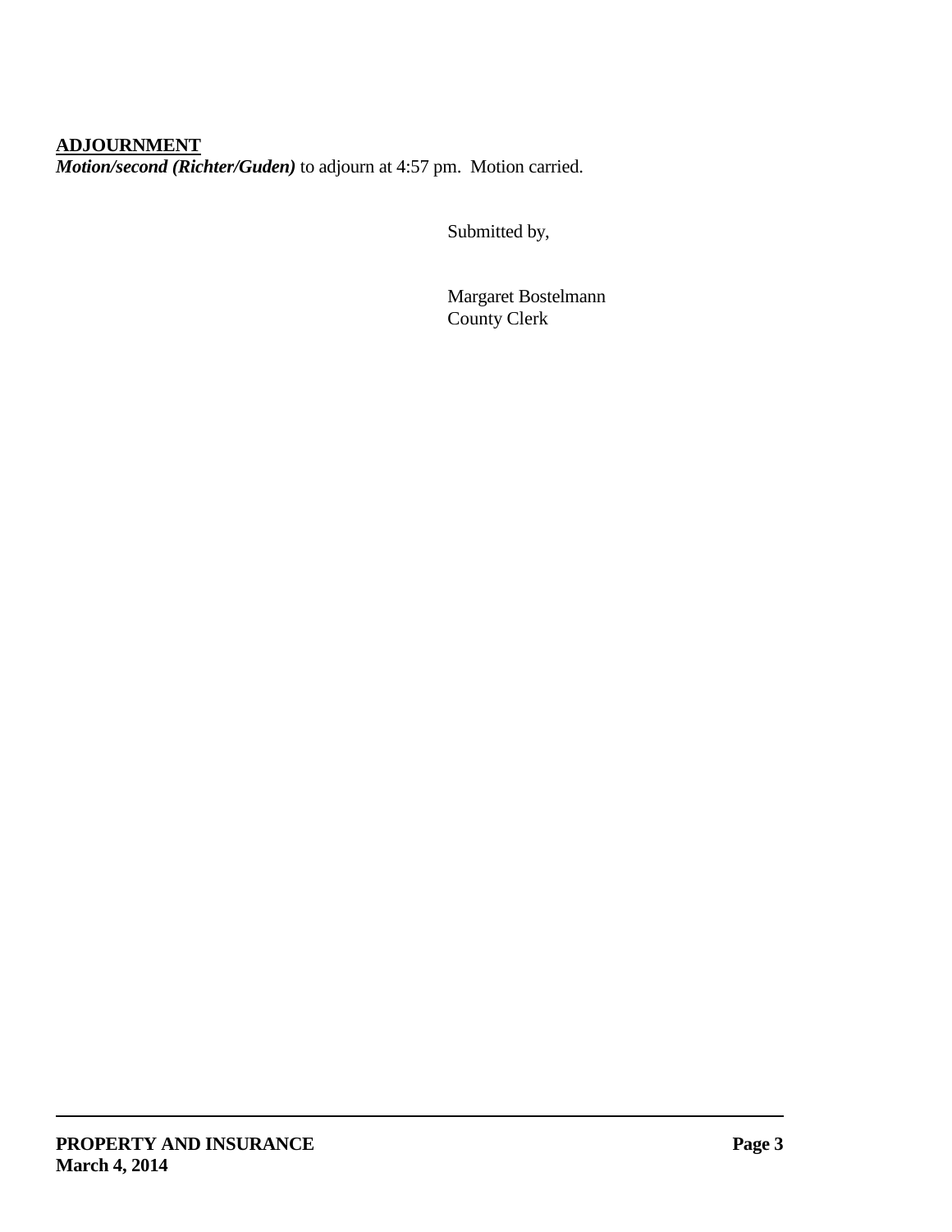**ADJOURNMENT**

***Motion/second (Richter/Guden)*** to adjourn at 4:57 pm. Motion carried.

Submitted by,

Margaret Bostelmann
County Clerk